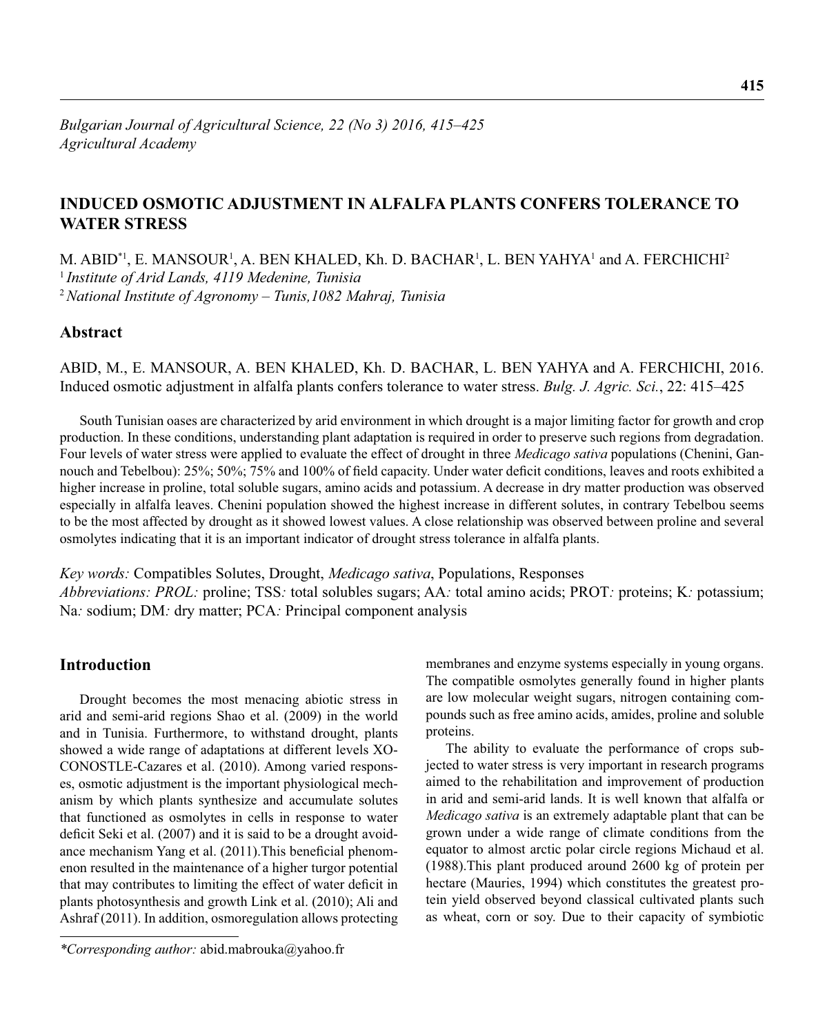# INDUCED OSMOTIC ADJUSTMENT IN ALFALFA PLANTS CONFERS TOLERANCE TO WATER STRESS

M. ABID*[1], E. MANSOUR[1], A. BEN KHALED, Kh. D. BACHAR[1], L. BEN YAHYA[1] and A. FERCHICHI[2]

[1] *Institute of Arid Lands, 4119 Medenine, Tunisia*

[2] *National Institute of Agronomy – Tunis,1082 Mahraj, Tunisia*

## Abstract

ABID, M., E. MANSOUR, A. BEN KHALED, Kh. D. BACHAR, L. BEN YAHYA and A. FERCHICHI, 2016. Induced osmotic adjustment in alfalfa plants confers tolerance to water stress. *Bulg. J. Agric. Sci.*, 22: 415–425

South Tunisian oases are characterized by arid environment in which drought is a major limiting factor for growth and crop production. In these conditions, understanding plant adaptation is required in order to preserve such regions from degradation. Four levels of water stress were applied to evaluate the effect of drought in three *Medicago sativa* populations (Chenini, Gannouch and Tebelbou): 25%; 50%; 75% and 100% of field capacity. Under water deficit conditions, leaves and roots exhibited a higher increase in proline, total soluble sugars, amino acids and potassium. A decrease in dry matter production was observed especially in alfalfa leaves. Chenini population showed the highest increase in different solutes, in contrary Tebelbou seems to be the most affected by drought as it showed lowest values. A close relationship was observed between proline and several osmolytes indicating that it is an important indicator of drought stress tolerance in alfalfa plants.

*Key words:* Compatibles Solutes, Drought, *Medicago sativa*, Populations, Responses

*Abbreviations: PROL:* proline; *TSS:* total solubles sugars; *AA:* total amino acids; *PROT:* proteins; *K:* potassium; *Na:* sodium; *DM:* dry matter; *PCA:* Principal component analysis

## Introduction

Drought becomes the most menacing abiotic stress in arid and semi-arid regions Shao et al. (2009) in the world and in Tunisia. Furthermore, to withstand drought, plants showed a wide range of adaptations at different levels XOCONOSTLE-Cazares et al. (2010). Among varied responses, osmotic adjustment is the important physiological mechanism by which plants synthesize and accumulate solutes that functioned as osmolytes in cells in response to water deficit Seki et al. (2007) and it is said to be a drought avoidance mechanism Yang et al. (2011).This beneficial phenomenon resulted in the maintenance of a higher turgor potential that may contributes to limiting the effect of water deficit in plants photosynthesis and growth Link et al. (2010); Ali and Ashraf (2011). In addition, osmoregulation allows protecting membranes and enzyme systems especially in young organs. The compatible osmolytes generally found in higher plants are low molecular weight sugars, nitrogen containing compounds such as free amino acids, amides, proline and soluble proteins.

The ability to evaluate the performance of crops subjected to water stress is very important in research programs aimed to the rehabilitation and improvement of production in arid and semi-arid lands. It is well known that alfalfa or *Medicago sativa* is an extremely adaptable plant that can be grown under a wide range of climate conditions from the equator to almost arctic polar circle regions Michaud et al. (1988).This plant produced around 2600 kg of protein per hectare (Mauries, 1994) which constitutes the greatest protein yield observed beyond classical cultivated plants such as wheat, corn or soy. Due to their capacity of symbiotic

*\*Corresponding author:* abid.mabrouka@yahoo.fr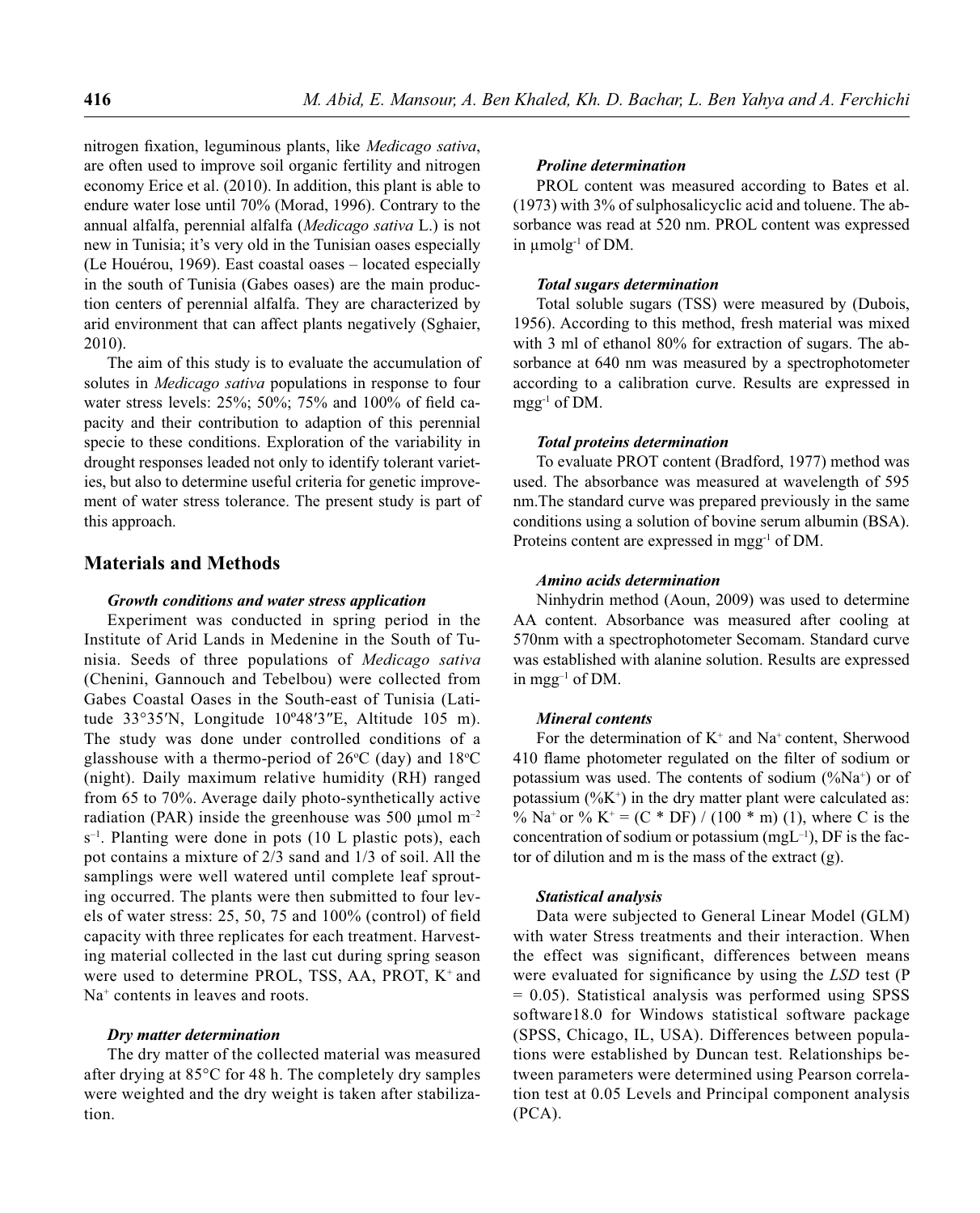nitrogen fixation, leguminous plants, like *Medicago sativa*, are often used to improve soil organic fertility and nitrogen economy Erice et al. (2010). In addition, this plant is able to endure water lose until 70% (Morad, 1996). Contrary to the annual alfalfa, perennial alfalfa (*Medicago sativa* L.) is not new in Tunisia; it's very old in the Tunisian oases especially (Le Houérou, 1969). East coastal oases – located especially in the south of Tunisia (Gabes oases) are the main production centers of perennial alfalfa. They are characterized by arid environment that can affect plants negatively (Sghaier, 2010).

The aim of this study is to evaluate the accumulation of solutes in *Medicago sativa* populations in response to four water stress levels: 25%; 50%; 75% and 100% of field capacity and their contribution to adaption of this perennial specie to these conditions. Exploration of the variability in drought responses leaded not only to identify tolerant varieties, but also to determine useful criteria for genetic improvement of water stress tolerance. The present study is part of this approach.

## Materials and Methods

### *Growth conditions and water stress application*

Experiment was conducted in spring period in the Institute of Arid Lands in Medenine in the South of Tunisia. Seeds of three populations of *Medicago sativa* (Chenini, Gannouch and Tebelbou) were collected from Gabes Coastal Oases in the South-east of Tunisia (Latitude 33°35′N, Longitude 10º48′3″E, Altitude 105 m). The study was done under controlled conditions of a glasshouse with a thermo-period of 26°C (day) and 18°C (night). Daily maximum relative humidity (RH) ranged from 65 to 70%. Average daily photo-synthetically active radiation (PAR) inside the greenhouse was 500 μmol $m^{-2}$ $s^{-1}$. Planting were done in pots (10 L plastic pots), each pot contains a mixture of 2/3 sand and 1/3 of soil. All the samplings were well watered until complete leaf sprouting occurred. The plants were then submitted to four levels of water stress: 25, 50, 75 and 100% (control) of field capacity with three replicates for each treatment. Harvesting material collected in the last cut during spring season were used to determine PROL, TSS, AA, PROT, $K^+$ and $Na^+$ contents in leaves and roots.

### *Dry matter determination*

The dry matter of the collected material was measured after drying at 85°C for 48 h. The completely dry samples were weighted and the dry weight is taken after stabilization.

### *Proline determination*

PROL content was measured according to Bates et al. (1973) with 3% of sulphosalicyclic acid and toluene. The absorbance was read at 520 nm. PROL content was expressed in μmol$g^{-1}$ of DM.

### *Total sugars determination*

Total soluble sugars (TSS) were measured by (Dubois, 1956). According to this method, fresh material was mixed with 3 ml of ethanol 80% for extraction of sugars. The absorbance at 640 nm was measured by a spectrophotometer according to a calibration curve. Results are expressed in mg$g^{-1}$ of DM.

### *Total proteins determination*

To evaluate PROT content (Bradford, 1977) method was used. The absorbance was measured at wavelength of 595 nm.The standard curve was prepared previously in the same conditions using a solution of bovine serum albumin (BSA). Proteins content are expressed in mg$g^{-1}$ of DM.

### *Amino acids determination*

Ninhydrin method (Aoun, 2009) was used to determine AA content. Absorbance was measured after cooling at 570nm with a spectrophotometer Secomam. Standard curve was established with alanine solution. Results are expressed in mg$g^{-1}$ of DM.

### *Mineral contents*

For the determination of $K^+$ and $Na^+$ content, Sherwood 410 flame photometer regulated on the filter of sodium or potassium was used. The contents of sodium (%$Na^+$) or of potassium (%$K^+$) in the dry matter plant were calculated as: % $Na^+$ or % $K^+$ = (C * DF) / (100 * m) (1), where C is the concentration of sodium or potassium (mg$L^{-1}$), DF is the factor of dilution and m is the mass of the extract (g).

### *Statistical analysis*

Data were subjected to General Linear Model (GLM) with water Stress treatments and their interaction. When the effect was significant, differences between means were evaluated for significance by using the *LSD* test ($P = 0.05$). Statistical analysis was performed using SPSS software18.0 for Windows statistical software package (SPSS, Chicago, IL, USA). Differences between populations were established by Duncan test. Relationships between parameters were determined using Pearson correlation test at 0.05 Levels and Principal component analysis (PCA).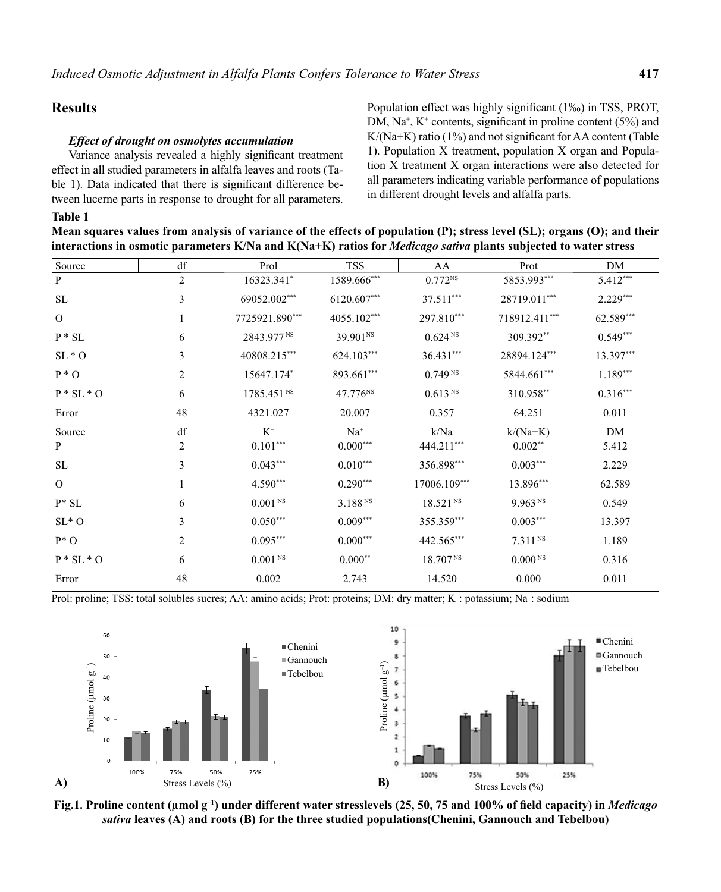## Results

### *Effect of drought on osmolytes accumulation*

Variance analysis revealed a highly significant treatment effect in all studied parameters in alfalfa leaves and roots (Table 1). Data indicated that there is significant difference between lucerne parts in response to drought for all parameters. Population effect was highly significant (1‰) in TSS, PROT, DM, $Na^+$, $K^+$ contents, significant in proline content (5%) and K/(Na+K) ratio (1%) and not significant for AA content (Table 1). Population X treatment, population X organ and Population X treatment X organ interactions were also detected for all parameters indicating variable performance of populations in different drought levels and alfalfa parts.

**Table 1**

**Mean squares values from analysis of variance of the effects of population (P); stress level (SL); organs (O); and their interactions in osmotic parameters K/Na and K(Na+K) ratios for *Medicago sativa* plants subjected to water stress**

| Source | df | Prol | TSS | AA | Prot | DM |
|---|---|---|---|---|---|---|
| P | 2 | 16323.341$^{*}$ | 1589.666$^{***}$ | 0.772$^{NS}$ | 5853.993$^{***}$ | 5.412$^{***}$ |
| SL | 3 | 69052.002$^{***}$ | 6120.607$^{***}$ | 37.511$^{***}$ | 28719.011$^{***}$ | 2.229$^{***}$ |
| O | 1 | 7725921.890$^{***}$ | 4055.102$^{***}$ | 297.810$^{***}$ | 718912.411$^{***}$ | 62.589$^{***}$ |
| P * SL | 6 | 2843.977$^{NS}$ | 39.901$^{NS}$ | 0.624$^{NS}$ | 309.392$^{**}$ | 0.549$^{***}$ |
| SL * O | 3 | 40808.215$^{***}$ | 624.103$^{***}$ | 36.431$^{***}$ | 28894.124$^{***}$ | 13.397$^{***}$ |
| P * O | 2 | 15647.174$^{*}$ | 893.661$^{***}$ | 0.749$^{NS}$ | 5844.661$^{***}$ | 1.189$^{***}$ |
| P * SL * O | 6 | 1785.451$^{NS}$ | 47.776$^{NS}$ | 0.613$^{NS}$ | 310.958$^{**}$ | 0.316$^{***}$ |
| Error | 48 | 4321.027 | 20.007 | 0.357 | 64.251 | 0.011 |
| Source | df | $K^+$ | $Na^+$ | k/Na | k/(Na+K) | DM |
| P | 2 | 0.101$^{***}$ | 0.000$^{***}$ | 444.211$^{***}$ | 0.002$^{**}$ | 5.412 |
| SL | 3 | 0.043$^{***}$ | 0.010$^{***}$ | 356.898$^{***}$ | 0.003$^{***}$ | 2.229 |
| O | 1 | 4.590$^{***}$ | 0.290$^{***}$ | 17006.109$^{***}$ | 13.896$^{***}$ | 62.589 |
| P* SL | 6 | 0.001$^{NS}$ | 3.188$^{NS}$ | 18.521$^{NS}$ | 9.963$^{NS}$ | 0.549 |
| SL* O | 3 | 0.050$^{***}$ | 0.009$^{***}$ | 355.359$^{***}$ | 0.003$^{***}$ | 13.397 |
| P* O | 2 | 0.095$^{***}$ | 0.000$^{***}$ | 442.565$^{***}$ | 7.311$^{NS}$ | 1.189 |
| P * SL * O | 6 | 0.001$^{NS}$ | 0.000$^{**}$ | 18.707$^{NS}$ | 0.000$^{NS}$ | 0.316 |
| Error | 48 | 0.002 | 2.743 | 14.520 | 0.000 | 0.011 |

Prol: proline; TSS: total solubles sucres; AA: amino acids; Prot: proteins; DM: dry matter; $K^+$: potassium; $Na^+$: sodium

**Fig.1. Proline content (µmol $g^{-1}$) under different water stresslevels (25, 50, 75 and 100% of field capacity) in *Medicago sativa* leaves (A) and roots (B) for the three studied populations(Chenini, Gannouch and Tebelbou)**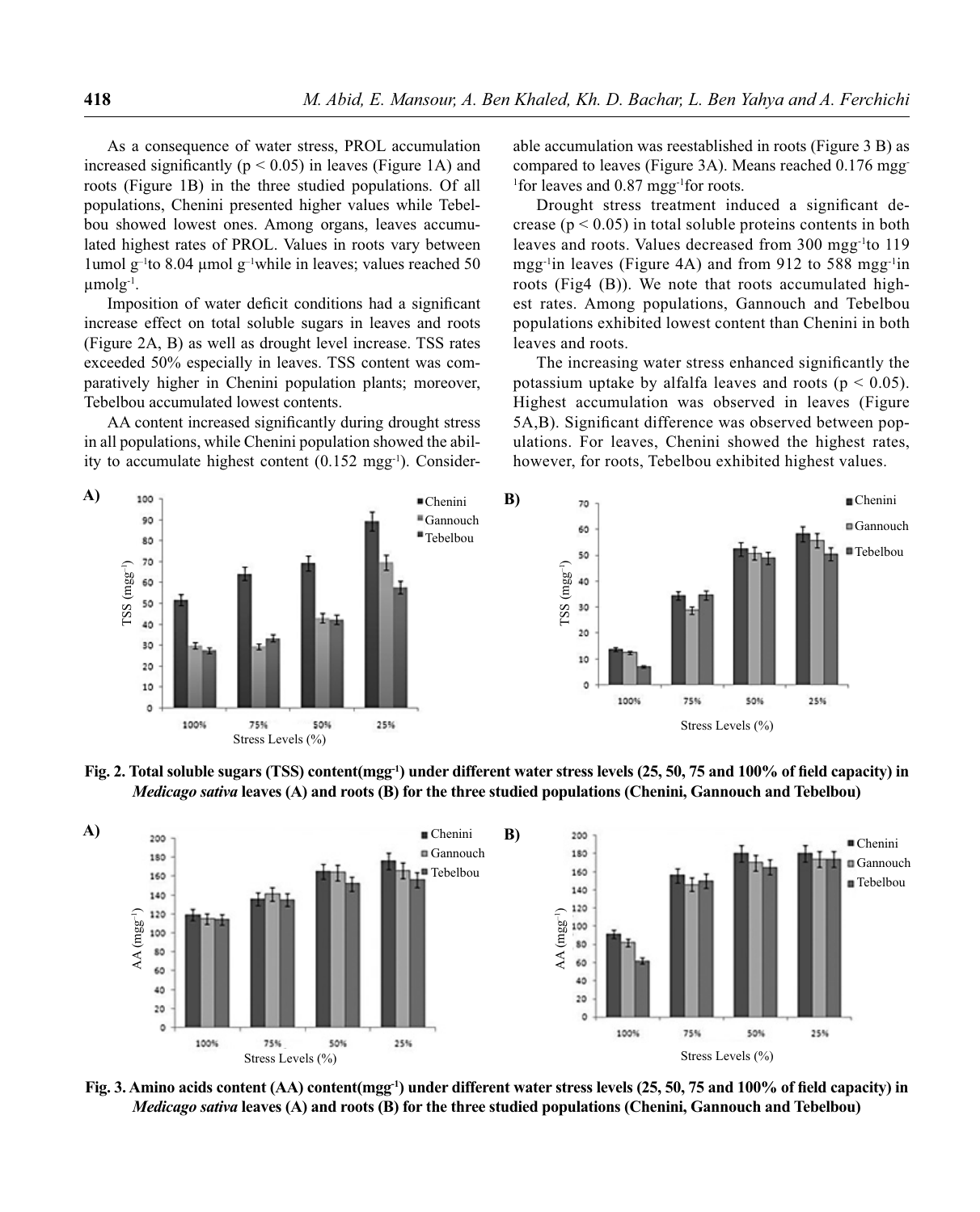As a consequence of water stress, PROL accumulation increased significantly ($p < 0.05$) in leaves (Figure 1A) and roots (Figure 1B) in the three studied populations. Of all populations, Chenini presented higher values while Tebelbou showed lowest ones. Among organs, leaves accumulated highest rates of PROL. Values in roots vary between 1umol $g^{-1}$to 8.04 µmol $g^{-1}$while in leaves; values reached 50 µmol$g^{-1}$.

Imposition of water deficit conditions had a significant increase effect on total soluble sugars in leaves and roots (Figure 2A, B) as well as drought level increase. TSS rates exceeded 50% especially in leaves. TSS content was comparatively higher in Chenini population plants; moreover, Tebelbou accumulated lowest contents.

AA content increased significantly during drought stress in all populations, while Chenini population showed the ability to accumulate highest content (0.152 mg$g^{-1}$). Considerable accumulation was reestablished in roots (Figure 3 B) as compared to leaves (Figure 3A). Means reached 0.176 mg$g^{-1}$for leaves and 0.87 mg$g^{-1}$for roots.

Drought stress treatment induced a significant decrease ($p < 0.05$) in total soluble proteins contents in both leaves and roots. Values decreased from 300 mg$g^{-1}$to 119 mg$g^{-1}$in leaves (Figure 4A) and from 912 to 588 mg$g^{-1}$in roots (Fig4 (B)). We note that roots accumulated highest rates. Among populations, Gannouch and Tebelbou populations exhibited lowest content than Chenini in both leaves and roots.

The increasing water stress enhanced significantly the potassium uptake by alfalfa leaves and roots ($p < 0.05$). Highest accumulation was observed in leaves (Figure 5A,B). Significant difference was observed between populations. For leaves, Chenini showed the highest rates, however, for roots, Tebelbou exhibited highest values.

**Fig. 2. Total soluble sugars (TSS) content(mg$g^{-1}$) under different water stress levels (25, 50, 75 and 100% of field capacity) in *Medicago sativa* leaves (A) and roots (B) for the three studied populations (Chenini, Gannouch and Tebelbou)**

**Fig. 3. Amino acids content (AA) content(mg$g^{-1}$) under different water stress levels (25, 50, 75 and 100% of field capacity) in *Medicago sativa* leaves (A) and roots (B) for the three studied populations (Chenini, Gannouch and Tebelbou)**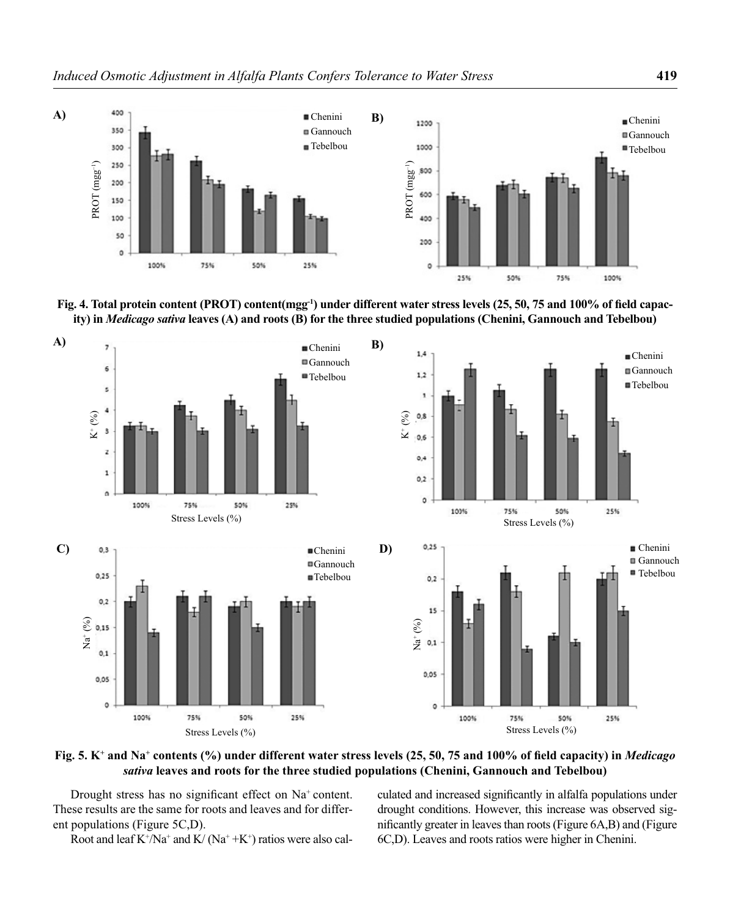**Fig. 4. Total protein content (PROT) content($mg\,g^{-1}$) under different water stress levels (25, 50, 75 and 100% of field capacity) in *Medicago sativa* leaves (A) and roots (B) for the three studied populations (Chenini, Gannouch and Tebelbou)**

**Fig. 5. $K^+$ and $Na^+$ contents (%) under different water stress levels (25, 50, 75 and 100% of field capacity) in *Medicago sativa* leaves and roots for the three studied populations (Chenini, Gannouch and Tebelbou)**

Drought stress has no significant effect on $Na^+$ content. These results are the same for roots and leaves and for different populations (Figure 5C,D).

Root and leaf $K^+/Na^+$ and $K/(Na^+ + K^+)$ ratios were also calculated and increased significantly in alfalfa populations under drought conditions. However, this increase was observed significantly greater in leaves than roots (Figure 6A,B) and (Figure 6C,D). Leaves and roots ratios were higher in Chenini.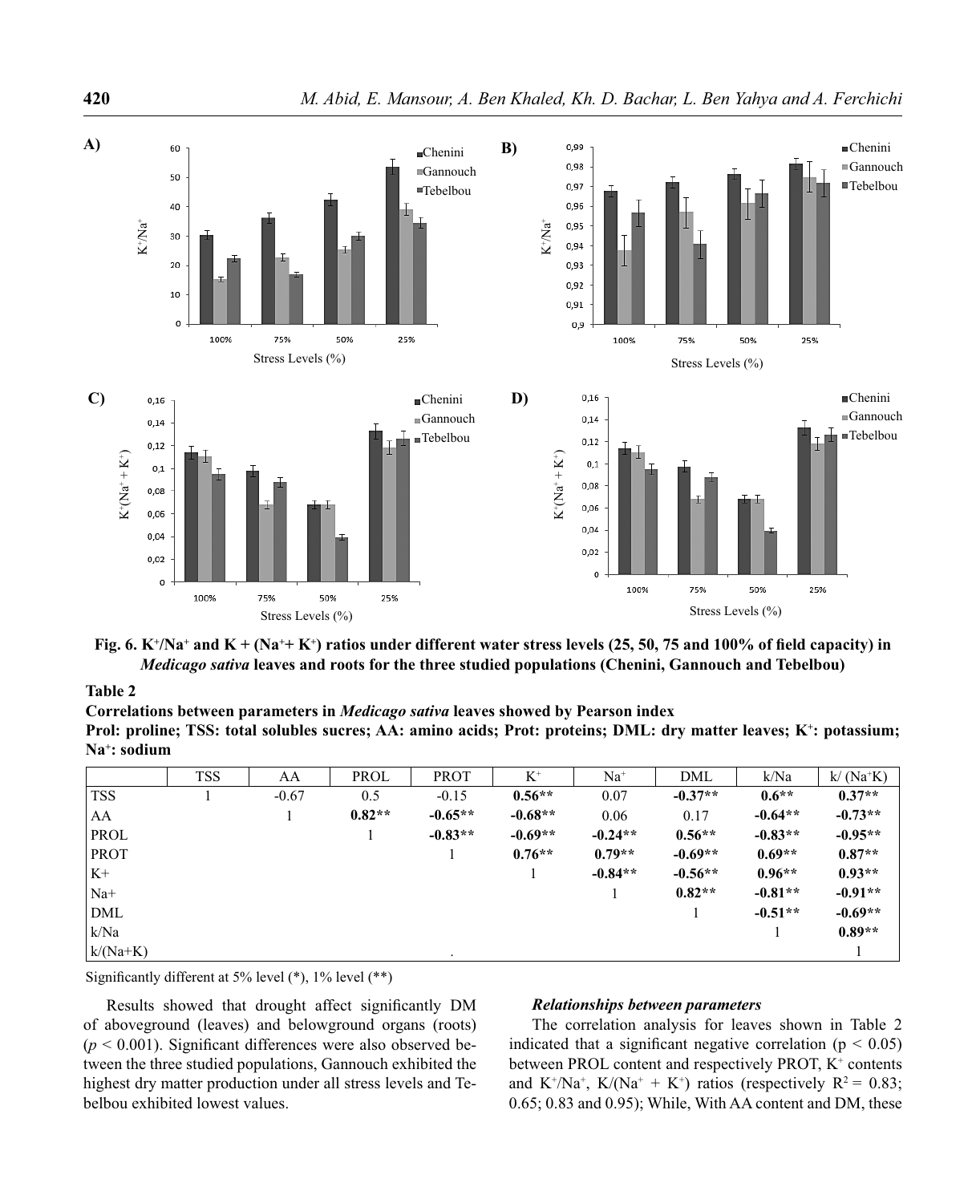Fig. 6. $K^+/Na^+$ and $K + (Na^+ + K^+)$ ratios under different water stress levels (25, 50, 75 and 100% of field capacity) in *Medicago sativa* leaves and roots for the three studied populations (Chenini, Gannouch and Tebelbou)

**Table 2**

**Correlations between parameters in *Medicago sativa* leaves showed by Pearson index**

**Prol: proline; TSS: total solubles sucres; AA: amino acids; Prot: proteins; DML: dry matter leaves; $K^+$: potassium; $Na^+$: sodium**

| | TSS | AA | PROL | PROT | $K^+$ | $Na^+$ | DML | k/Na | k/ ($Na^+K$) |
|---|---|---|---|---|---|---|---|---|---|
| TSS | 1 | -0.67 | 0.5 | -0.15 | **0.56**** | 0.07 | **-0.37**** | **0.6**** | **0.37**** |
| AA | | 1 | **0.82**** | **-0.65**** | **-0.68**** | 0.06 | 0.17 | **-0.64**** | **-0.73**** |
| PROL | | | 1 | **-0.83**** | **-0.69**** | **-0.24**** | **0.56**** | **-0.83**** | **-0.95**** |
| PROT | | | | 1 | **0.76**** | **0.79**** | **-0.69**** | **0.69**** | **0.87**** |
| K+ | | | | | 1 | **-0.84**** | **-0.56**** | **0.96**** | **0.93**** |
| Na+ | | | | | | 1 | **0.82**** | **-0.81**** | **-0.91**** |
| DML | | | | | | | 1 | **-0.51**** | **-0.69**** |
| k/Na | | | | | | | | 1 | **0.89**** |
| k/(Na+K) | | | | | . | | | | 1 |

Significantly different at 5% level (*), 1% level (**)

Results showed that drought affect significantly DM of aboveground (leaves) and belowground organs (roots) ($p < 0.001$). Significant differences were also observed between the three studied populations, Gannouch exhibited the highest dry matter production under all stress levels and Tebelbou exhibited lowest values.

### *Relationships between parameters*

The correlation analysis for leaves shown in Table 2 indicated that a significant negative correlation ($p < 0.05$) between PROL content and respectively PROT, $K^+$ contents and $K^+/Na^+$, $K/(Na^+ + K^+)$ ratios (respectively $R^2 = 0.83$; 0.65; 0.83 and 0.95); While, With AA content and DM, these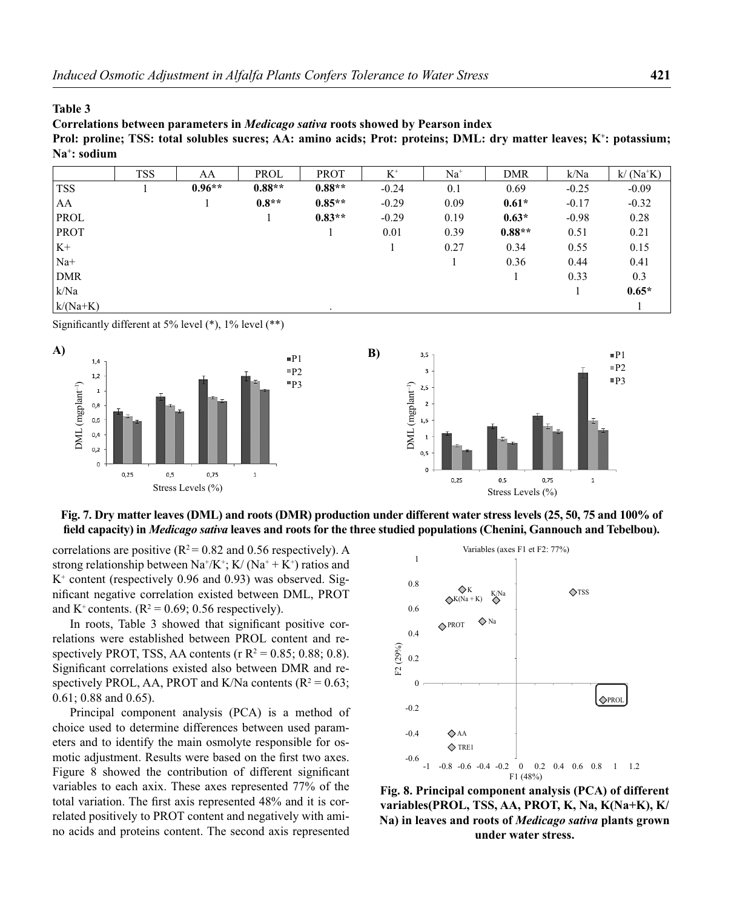**Table 3**

**Correlations between parameters in *Medicago sativa* roots showed by Pearson index**

**Prol: proline; TSS: total solubles sucres; AA: amino acids; Prot: proteins; DML: dry matter leaves; $K^+$: potassium; $Na^+$: sodium**

| | TSS | AA | PROL | PROT | $K^+$ | $Na^+$ | DMR | k/Na | k/ ($Na^+K$) |
|---|---|---|---|---|---|---|---|---|---|
| TSS | 1 | **0.96**** | **0.88**** | **0.88**** | -0.24 | 0.1 | 0.69 | -0.25 | -0.09 |
| AA | | 1 | **0.8**** | **0.85**** | -0.29 | 0.09 | **0.61*** | -0.17 | -0.32 |
| PROL | | | 1 | **0.83**** | -0.29 | 0.19 | **0.63*** | -0.98 | 0.28 |
| PROT | | | | 1 | 0.01 | 0.39 | **0.88**** | 0.51 | 0.21 |
| K+ | | | | | 1 | 0.27 | 0.34 | 0.55 | 0.15 |
| Na+ | | | | | | 1 | 0.36 | 0.44 | 0.41 |
| DMR | | | | | | | 1 | 0.33 | 0.3 |
| k/Na | | | | | | | | 1 | **0.65*** |
| k/(Na+K) | | | | . | | | | | 1 |

Significantly different at 5% level (*), 1% level (**)

**Fig. 7. Dry matter leaves (DML) and roots (DMR) production under different water stress levels (25, 50, 75 and 100% of field capacity) in *Medicago sativa* leaves and roots for the three studied populations (Chenini, Gannouch and Tebelbou).**

correlations are positive ($R^2 = 0.82$ and 0.56 respectively). A strong relationship between $Na^+/K^+$; $K/(Na^+ + K^+)$ ratios and $K^+$ content (respectively 0.96 and 0.93) was observed. Significant negative correlation existed between DML, PROT and $K^+$ contents. ($R^2 = 0.69$; 0.56 respectively).

In roots, Table 3 showed that significant positive correlations were established between PROL content and respectively PROT, TSS, AA contents (r $R^2 = 0.85$; 0.88; 0.8). Significant correlations existed also between DMR and respectively PROL, AA, PROT and K/Na contents ($R^2 = 0.63$; 0.61; 0.88 and 0.65).

Principal component analysis (PCA) is a method of choice used to determine differences between used parameters and to identify the main osmolyte responsible for osmotic adjustment. Results were based on the first two axes. Figure 8 showed the contribution of different significant variables to each axix. These axes represented 77% of the total variation. The first axis represented 48% and it is correlated positively to PROT content and negatively with amino acids and proteins content. The second axis represented

**Fig. 8. Principal component analysis (PCA) of different variables(PROL, TSS, AA, PROT, K, Na, K(Na+K), K/Na) in leaves and roots of *Medicago sativa* plants grown under water stress.**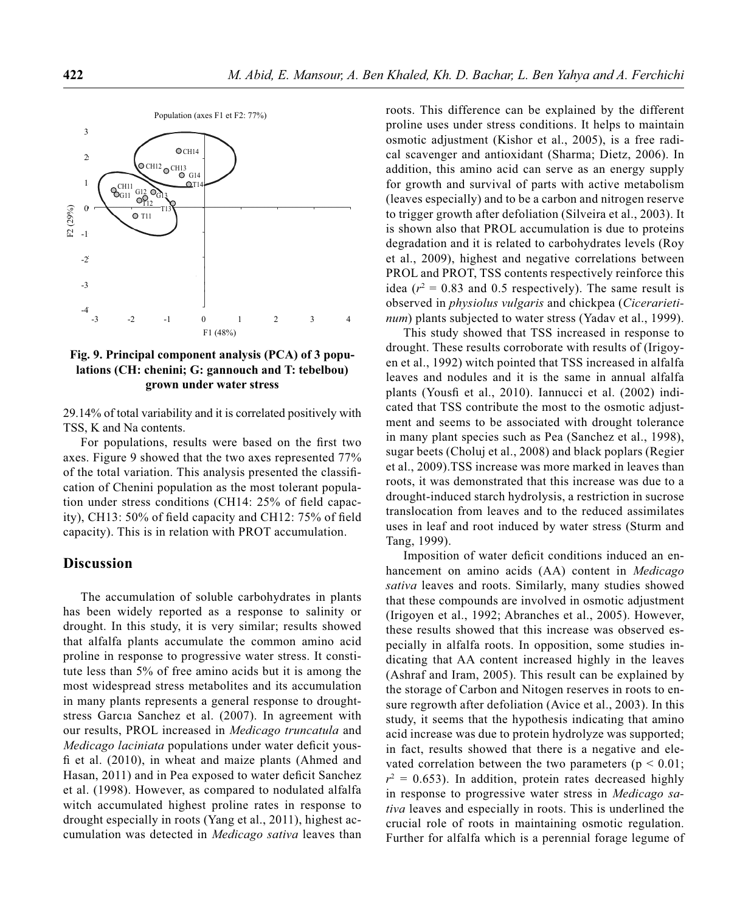Fig. 9. Principal component analysis (PCA) of 3 populations (CH: chenini; G: gannouch and T: tebelbou) grown under water stress

29.14% of total variability and it is correlated positively with TSS, K and Na contents.

For populations, results were based on the first two axes. Figure 9 showed that the two axes represented 77% of the total variation. This analysis presented the classification of Chenini population as the most tolerant population under stress conditions (CH14: 25% of field capacity), CH13: 50% of field capacity and CH12: 75% of field capacity). This is in relation with PROT accumulation.

## Discussion

The accumulation of soluble carbohydrates in plants has been widely reported as a response to salinity or drought. In this study, it is very similar; results showed that alfalfa plants accumulate the common amino acid proline in response to progressive water stress. It constitute less than 5% of free amino acids but it is among the most widespread stress metabolites and its accumulation in many plants represents a general response to drought-stress Garcıa Sanchez et al. (2007). In agreement with our results, PROL increased in *Medicago truncatula* and *Medicago laciniata* populations under water deficit yousfi et al. (2010), in wheat and maize plants (Ahmed and Hasan, 2011) and in Pea exposed to water deficit Sanchez et al. (1998). However, as compared to nodulated alfalfa witch accumulated highest proline rates in response to drought especially in roots (Yang et al., 2011), highest accumulation was detected in *Medicago sativa* leaves than roots. This difference can be explained by the different proline uses under stress conditions. It helps to maintain osmotic adjustment (Kishor et al., 2005), is a free radical scavenger and antioxidant (Sharma; Dietz, 2006). In addition, this amino acid can serve as an energy supply for growth and survival of parts with active metabolism (leaves especially) and to be a carbon and nitrogen reserve to trigger growth after defoliation (Silveira et al., 2003). It is shown also that PROL accumulation is due to proteins degradation and it is related to carbohydrates levels (Roy et al., 2009), highest and negative correlations between PROL and PROT, TSS contents respectively reinforce this idea ($r^2$ = 0.83 and 0.5 respectively). The same result is observed in *physiolus vulgaris* and chickpea (*Cicerarietinum*) plants subjected to water stress (Yadav et al., 1999).

This study showed that TSS increased in response to drought. These results corroborate with results of (Irigoyen et al., 1992) witch pointed that TSS increased in alfalfa leaves and nodules and it is the same in annual alfalfa plants (Yousfi et al., 2010). Iannucci et al. (2002) indicated that TSS contribute the most to the osmotic adjustment and seems to be associated with drought tolerance in many plant species such as Pea (Sanchez et al., 1998), sugar beets (Choluj et al., 2008) and black poplars (Regier et al., 2009).TSS increase was more marked in leaves than roots, it was demonstrated that this increase was due to a drought-induced starch hydrolysis, a restriction in sucrose translocation from leaves and to the reduced assimilates uses in leaf and root induced by water stress (Sturm and Tang, 1999).

Imposition of water deficit conditions induced an enhancement on amino acids (AA) content in *Medicago sativa* leaves and roots. Similarly, many studies showed that these compounds are involved in osmotic adjustment (Irigoyen et al., 1992; Abranches et al., 2005). However, these results showed that this increase was observed especially in alfalfa roots. In opposition, some studies indicating that AA content increased highly in the leaves (Ashraf and Iram, 2005). This result can be explained by the storage of Carbon and Nitogen reserves in roots to ensure regrowth after defoliation (Avice et al., 2003). In this study, it seems that the hypothesis indicating that amino acid increase was due to protein hydrolyze was supported; in fact, results showed that there is a negative and elevated correlation between the two parameters ($p < 0.01$; $r^2 = 0.653$). In addition, protein rates decreased highly in response to progressive water stress in *Medicago sativa* leaves and especially in roots. This is underlined the crucial role of roots in maintaining osmotic regulation. Further for alfalfa which is a perennial forage legume of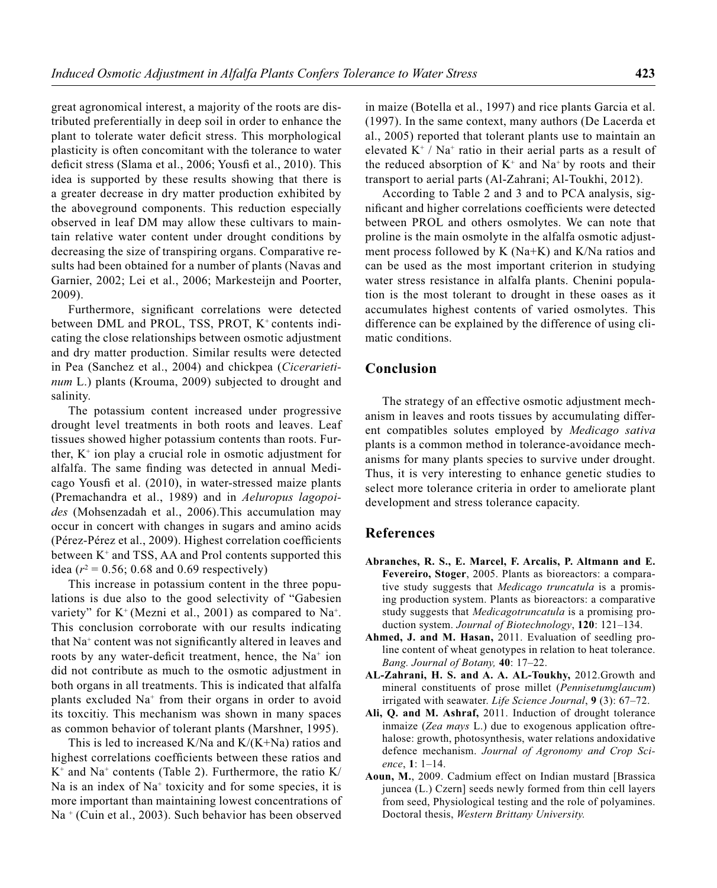great agronomical interest, a majority of the roots are distributed preferentially in deep soil in order to enhance the plant to tolerate water deficit stress. This morphological plasticity is often concomitant with the tolerance to water deficit stress (Slama et al., 2006; Yousfi et al., 2010). This idea is supported by these results showing that there is a greater decrease in dry matter production exhibited by the aboveground components. This reduction especially observed in leaf DM may allow these cultivars to maintain relative water content under drought conditions by decreasing the size of transpiring organs. Comparative results had been obtained for a number of plants (Navas and Garnier, 2002; Lei et al., 2006; Markesteijn and Poorter, 2009).

Furthermore, significant correlations were detected between DML and PROL, TSS, PROT, $K^+$ contents indicating the close relationships between osmotic adjustment and dry matter production. Similar results were detected in Pea (Sanchez et al., 2004) and chickpea (*Cicerarietinum* L.) plants (Krouma, 2009) subjected to drought and salinity.

The potassium content increased under progressive drought level treatments in both roots and leaves. Leaf tissues showed higher potassium contents than roots. Further, $K^+$ ion play a crucial role in osmotic adjustment for alfalfa. The same finding was detected in annual Medicago Yousfi et al. (2010), in water-stressed maize plants (Premachandra et al., 1989) and in *Aeluropus lagopoides* (Mohsenzadah et al., 2006).This accumulation may occur in concert with changes in sugars and amino acids (Pérez-Pérez et al., 2009). Highest correlation coefficients between $K^+$ and TSS, AA and Prol contents supported this idea ($r^2$ = 0.56; 0.68 and 0.69 respectively)

This increase in potassium content in the three populations is due also to the good selectivity of "Gabesien variety" for $K^+$ (Mezni et al., 2001) as compared to $Na^+$. This conclusion corroborate with our results indicating that $Na^+$ content was not significantly altered in leaves and roots by any water-deficit treatment, hence, the $Na^+$ ion did not contribute as much to the osmotic adjustment in both organs in all treatments. This is indicated that alfalfa plants excluded $Na^+$ from their organs in order to avoid its toxcitiy. This mechanism was shown in many spaces as common behavior of tolerant plants (Marshner, 1995).

This is led to increased K/Na and K/(K+Na) ratios and highest correlations coefficients between these ratios and $K^+$ and $Na^+$ contents (Table 2). Furthermore, the ratio K/Na is an index of $Na^+$ toxicity and for some species, it is more important than maintaining lowest concentrations of $Na^+$ (Cuin et al., 2003). Such behavior has been observed in maize (Botella et al., 1997) and rice plants Garcia et al. (1997). In the same context, many authors (De Lacerda et al., 2005) reported that tolerant plants use to maintain an elevated $K^+$ / $Na^+$ ratio in their aerial parts as a result of the reduced absorption of $K^+$ and $Na^+$ by roots and their transport to aerial parts (Al-Zahrani; Al-Toukhi, 2012).

According to Table 2 and 3 and to PCA analysis, significant and higher correlations coefficients were detected between PROL and others osmolytes. We can note that proline is the main osmolyte in the alfalfa osmotic adjustment process followed by K (Na+K) and K/Na ratios and can be used as the most important criterion in studying water stress resistance in alfalfa plants. Chenini population is the most tolerant to drought in these oases as it accumulates highest contents of varied osmolytes. This difference can be explained by the difference of using climatic conditions.

## Conclusion

The strategy of an effective osmotic adjustment mechanism in leaves and roots tissues by accumulating different compatibles solutes employed by *Medicago sativa* plants is a common method in tolerance-avoidance mechanisms for many plants species to survive under drought. Thus, it is very interesting to enhance genetic studies to select more tolerance criteria in order to ameliorate plant development and stress tolerance capacity.

## References

**Abranches, R. S., E. Marcel, F. Arcalis, P. Altmann and E. Fevereiro, Stoger**, 2005. Plants as bioreactors: a comparative study suggests that *Medicago truncatula* is a promising production system. Plants as bioreactors: a comparative study suggests that *Medicagotruncatula* is a promising production system. *Journal of Biotechnology*, **120**: 121–134.

**Ahmed, J. and M. Hasan,** 2011. Evaluation of seedling proline content of wheat genotypes in relation to heat tolerance. *Bang. Journal of Botany,* **40**: 17–22.

**AL-Zahrani, H. S. and A. A. AL-Toukhy,** 2012.Growth and mineral constituents of prose millet (*Pennisetumglaucum*) irrigated with seawater. *Life Science Journal*, **9** (3): 67–72.

**Ali, Q. and M. Ashraf,** 2011. Induction of drought tolerance inmaize (*Zea mays* L.) due to exogenous application oftrehalose: growth, photosynthesis, water relations andoxidative defence mechanism. *Journal of Agronomy and Crop Science*, **1**: 1–14.

**Aoun, M.**, 2009. Cadmium effect on Indian mustard [Brassica juncea (L.) Czern] seeds newly formed from thin cell layers from seed, Physiological testing and the role of polyamines. Doctoral thesis, *Western Brittany University.*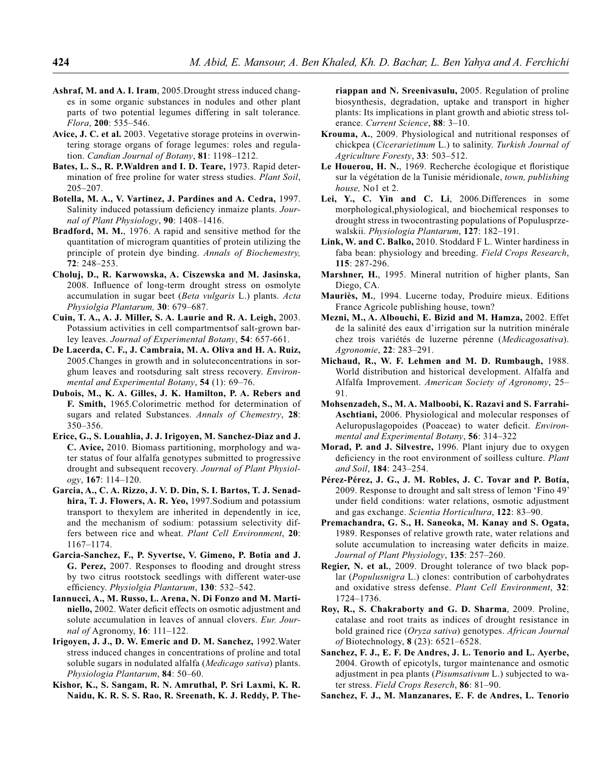**Ashraf, M. and A. I. Iram**, 2005.Drought stress induced changes in some organic substances in nodules and other plant parts of two potential legumes differing in salt tolerance*. Flora*, **200**: 535–546.

**Avice, J. C. et al.** 2003. Vegetative storage proteins in overwintering storage organs of forage legumes: roles and regulation. *Candian Journal of Botany*, **81**: 1198–1212.

**Bates, L. S., R. P.Waldren and I. D. Teare,** 1973. Rapid determination of free proline for water stress studies. *Plant Soil*, 205–207.

**Botella, M. A., V. Vartinez, J. Pardines and A. Cedra,** 1997. Salinity induced potassium deficiency inmaize plants. *Journal of Plant Physiology*, **90**: 1408–1416.

**Bradford, M. M.**, 1976. A rapid and sensitive method for the quantitation of microgram quantities of protein utilizing the principle of protein dye binding. *Annals of Biochemestry,* **72**: 248–253.

**Choluj, D., R. Karwowska, A. Ciszewska and M. Jasinska,** 2008. Influence of long-term drought stress on osmolyte accumulation in sugar beet (*Beta vulgaris* L.) plants. *Acta Physiolgia Plantarum,* **30**: 679–687.

**Cuin, T. A., A. J. Miller, S. A. Laurie and R. A. Leigh,** 2003. Potassium activities in cell compartmentsof salt-grown barley leaves. *Journal of Experimental Botany*, **54**: 657-661.

**De Lacerda, C. F., J. Cambraia, M. A. Oliva and H. A. Ruiz,** 2005.Changes in growth and in soluteconcentrations in sorghum leaves and rootsduring salt stress recovery. *Environmental and Experimental Botany*, **54** (1): 69–76.

**Dubois, M., K. A. Gilles, J. K. Hamilton, P. A. Rebers and F. Smith,** 1965.Colorimetric method for determination of sugars and related Substances. *Annals of Chemestry*, **28**: 350–356.

**Erice, G., S. Louahlia, J. J. Irigoyen, M. Sanchez-Diaz and J. C. Avice,** 2010. Biomass partitioning, morphology and water status of four alfalfa genotypes submitted to progressive drought and subsequent recovery. *Journal of Plant Physiology*, **167**: 114–120.

**Garcia, A., C. A. Rizzo, J. V. D. Din, S. I. Bartos, T. J. Senadhira, T. J. Flowers, A. R. Yeo,** 1997.Sodium and potassium transport to thexylem are inherited in dependently in ice, and the mechanism of sodium: potassium selectivity differs between rice and wheat. *Plant Cell Environment*, **20**: 1167–1174.

**Garcia-Sanchez, F., P. Syvertse, V. Gimeno, P. Botia and J. G. Perez,** 2007. Responses to flooding and drought stress by two citrus rootstock seedlings with different water-use efficiency. *Physiolgia Plantarum*, **130**: 532–542.

**Iannucci, A., M. Russo, L. Arena, N. Di Fonzo and M. Martiniello,** 2002. Water deficit effects on osmotic adjustment and solute accumulation in leaves of annual clovers. *Eur. Journal of* Agronomy, **16**: 111–122.

**Irigoyen, J. J., D. W. Emeric and D. M. Sanchez,** 1992.Water stress induced changes in concentrations of proline and total soluble sugars in nodulated alfalfa (*Medicago sativa*) plants. *Physiologia Plantarum*, **84**: 50–60.

**Kishor, K., S. Sangam, R. N. Amruthal, P. Sri Laxmi, K. R. Naidu, K. R. S. S. Rao, R. Sreenath, K. J. Reddy, P. Theriappan and N. Sreenivasulu,** 2005. Regulation of proline biosynthesis, degradation, uptake and transport in higher plants: Its implications in plant growth and abiotic stress tolerance. *Current Science*, **88**: 3–10.

**Krouma, A.**, 2009. Physiological and nutritional responses of chickpea (*Cicerarietinum* L.) to salinity. *Turkish Journal of Agriculture Foresty*, **33**: 503–512.

**Le Houerou, H. N.**, 1969. Recherche écologique et floristique sur la végétation de la Tunisie méridionale, *town, publishing house,* No1 et 2.

**Lei, Y., C. Yin and C. Li**, 2006.Differences in some morphological,physiological, and biochemical responses to drought stress in twocontrasting populations of Populusprzewalskii. *Physiologia Plantarum*, **127**: 182–191.

**Link, W. and C. Balko,** 2010. Stoddard F L. Winter hardiness in faba bean: physiology and breeding. *Field Crops Research*, **115**: 287-296.

**Marshner, H.**, 1995. Mineral nutrition of higher plants, San Diego, CA.

**Mauriès, M.**, 1994. Lucerne today, Produire mieux. Editions France Agricole publishing house, town?

**Mezni, M., A. Albouchi, E. Bizid and M. Hamza,** 2002. Effet de la salinité des eaux d'irrigation sur la nutrition minérale chez trois variétés de luzerne pérenne (*Medicagosativa*). *Agronomie*, **22**: 283–291.

**Michaud, R., W. F. Lehmen and M. D. Rumbaugh,** 1988. World distribution and historical development. Alfalfa and Alfalfa Improvement. *American Society of Agronomy*, 25–91.

**Mohsenzadeh, S., M. A. Malboobi, K. Razavi and S. Farrahi-Aschtiani,** 2006. Physiological and molecular responses of Aeluropuslagopoides (Poaceae) to water deficit. *Environmental and Experimental Botany*, **56**: 314–322

**Morad, P. and J. Silvestre,** 1996. Plant injury due to oxygen deficiency in the root environment of soilless culture. *Plant and Soil*, **184**: 243–254.

**Pérez-Pérez, J. G., J. M. Robles, J. C. Tovar and P. Botía,** 2009. Response to drought and salt stress of lemon 'Fino 49' under field conditions: water relations, osmotic adjustment and gas exchange. *Scientia Horticultura*, **122**: 83–90.

**Premachandra, G. S., H. Saneoka, M. Kanay and S. Ogata,** 1989. Responses of relative growth rate, water relations and solute accumulation to increasing water deficits in maize. *Journal of Plant Physiology*, **135**: 257–260.

**Regier, N. et al.**, 2009. Drought tolerance of two black poplar (*Populusnigra* L.) clones: contribution of carbohydrates and oxidative stress defense. *Plant Cell Environment*, **32**: 1724–1736.

**Roy, R., S. Chakraborty and G. D. Sharma**, 2009. Proline, catalase and root traits as indices of drought resistance in bold grained rice (*Oryza sativa*) genotypes. *African Journal of* Biotechnology, **8** (23): 6521–6528.

**Sanchez, F. J., E. F. De Andres, J. L. Tenorio and L. Ayerbe,** 2004. Growth of epicotyls, turgor maintenance and osmotic adjustment in pea plants (*Pisumsativum* L.) subjected to water stress. *Field Crops Reserch*, **86**: 81–90.

**Sanchez, F. J., M. Manzanares, E. F. de Andres, L. Tenorio**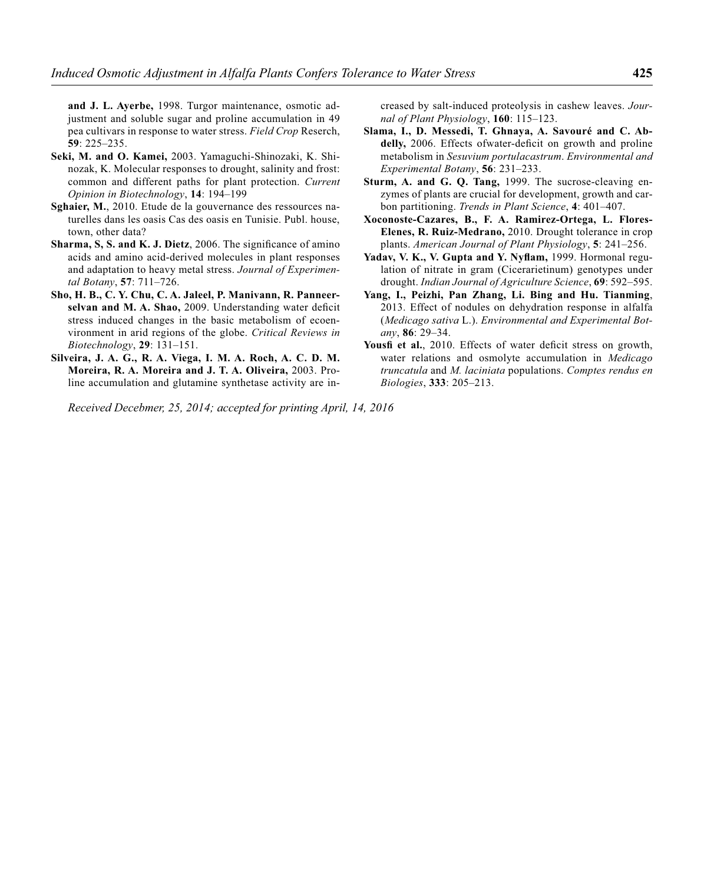**and J. L. Ayerbe,** 1998. Turgor maintenance, osmotic adjustment and soluble sugar and proline accumulation in 49 pea cultivars in response to water stress. *Field Crop* Reserch, **59**: 225–235.

**Seki, M. and O. Kamei,** 2003. Yamaguchi-Shinozaki, K. Shinozak, K. Molecular responses to drought, salinity and frost: common and different paths for plant protection. *Current Opinion in Biotechnology*, **14**: 194–199

**Sghaier, M.**, 2010. Etude de la gouvernance des ressources naturelles dans les oasis Cas des oasis en Tunisie. Publ. house, town, other data?

**Sharma, S, S. and K. J. Dietz**, 2006. The significance of amino acids and amino acid-derived molecules in plant responses and adaptation to heavy metal stress. *Journal of Experimental Botany*, **57**: 711–726.

**Sho, H. B., C. Y. Chu, C. A. Jaleel, P. Manivann, R. Panneerselvan and M. A. Shao,** 2009. Understanding water deficit stress induced changes in the basic metabolism of ecoenvironment in arid regions of the globe. *Critical Reviews in Biotechnology*, **29**: 131–151.

**Silveira, J. A. G., R. A. Viega, I. M. A. Roch, A. C. D. M. Moreira, R. A. Moreira and J. T. A. Oliveira,** 2003. Proline accumulation and glutamine synthetase activity are increased by salt-induced proteolysis in cashew leaves. *Journal of Plant Physiology*, **160**: 115–123.

**Slama, I., D. Messedi, T. Ghnaya, A. Savouré and C. Abdelly,** 2006. Effects ofwater-deficit on growth and proline metabolism in *Sesuvium portulacastrum*. *Environmental and Experimental Botany*, **56**: 231–233.

**Sturm, A. and G. Q. Tang,** 1999. The sucrose-cleaving enzymes of plants are crucial for development, growth and carbon partitioning. *Trends in Plant Science*, **4**: 401–407.

**Xoconoste-Cazares, B., F. A. Ramirez-Ortega, L. Flores-Elenes, R. Ruiz-Medrano,** 2010. Drought tolerance in crop plants. *American Journal of Plant Physiology*, **5**: 241–256.

**Yadav, V. K., V. Gupta and Y. Nyflam,** 1999. Hormonal regulation of nitrate in gram (Cicerarietinum) genotypes under drought. *Indian Journal of Agriculture Science*, **69**: 592–595.

**Yang, I., Peizhi, Pan Zhang, Li. Bing and Hu. Tianming**, 2013. Effect of nodules on dehydration response in alfalfa (*Medicago sativa* L.). *Environmental and Experimental Botany*, **86**: 29–34.

**Yousfi et al.**, 2010. Effects of water deficit stress on growth, water relations and osmolyte accumulation in *Medicago truncatula* and *M. laciniata* populations. *Comptes rendus en Biologies*, **333**: 205–213.

*Received Decebmer, 25, 2014; accepted for printing April, 14, 2016*